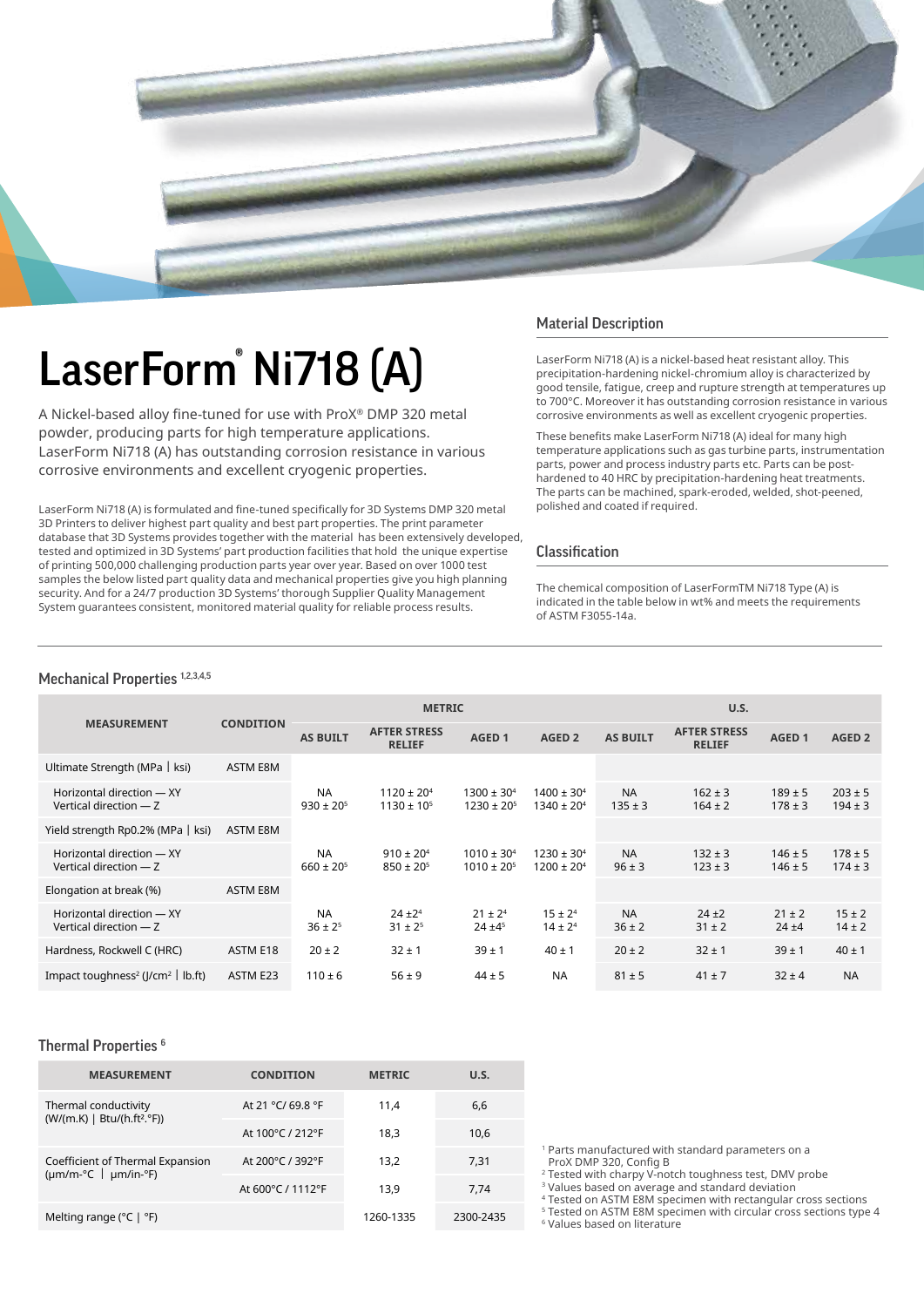# LaserForm® Ni718 (A)

A Nickel-based alloy fine-tuned for use with ProX® DMP 320 metal powder, producing parts for high temperature applications. LaserForm Ni718 (A) has outstanding corrosion resistance in various corrosive environments and excellent cryogenic properties.

LaserForm Ni718 (A) is formulated and fine-tuned specifically for 3D Systems DMP 320 metal 3D Printers to deliver highest part quality and best part properties. The print parameter database that 3D Systems provides together with the material has been extensively developed, tested and optimized in 3D Systems' part production facilities that hold the unique expertise of printing 500,000 challenging production parts year over year. Based on over 1000 test samples the below listed part quality data and mechanical properties give you high planning security. And for a 24/7 production 3D Systems' thorough Supplier Quality Management System guarantees consistent, monitored material quality for reliable process results.

## Material Description

LaserForm Ni718 (A) is a nickel-based heat resistant alloy. This precipitation-hardening nickel-chromium alloy is characterized by good tensile, fatigue, creep and rupture strength at temperatures up to 700°C. Moreover it has outstanding corrosion resistance in various corrosive environments as well as excellent cryogenic properties.

These benefits make LaserForm Ni718 (A) ideal for many high temperature applications such as gas turbine parts, instrumentation parts, power and process industry parts etc. Parts can be post-hardened to 40 HRC by precipitation-hardening heat treatments. The parts can be machined, spark-eroded, welded, shot-peened, polished and coated if required.

## Classification

The chemical composition of LaserFormTM Ni718 Type (A) is indicated in the table below in wt% and meets the requirements of ASTM F3055-14a.

## Mechanical Properties [1,2,3,4,5]

| MEASUREMENT | CONDITION | METRIC | | | | U.S. | | | |
|---|---|---|---|---|---|---|---|---|---|
| | | AS BUILT | AFTER STRESS RELIEF | AGED 1 | AGED 2 | AS BUILT | AFTER STRESS RELIEF | AGED 1 | AGED 2 |
| Ultimate Strength (MPa \| ksi) | ASTM E8M | | | | | | | | |
| Horizontal direction — XY<br>Vertical direction — Z | | NA<br>930 ± 20[5] | 1120 ± 20[4]<br>1130 ± 10[5] | 1300 ± 30[4]<br>1230 ± 20[5] | 1400 ± 30[4]<br>1340 ± 20[4] | NA<br>135 ± 3 | 162 ± 3<br>164 ± 2 | 189 ± 5<br>178 ± 3 | 203 ± 5<br>194 ± 3 |
| Yield strength Rp0.2% (MPa \| ksi) | ASTM E8M | | | | | | | | |
| Horizontal direction — XY<br>Vertical direction — Z | | NA<br>660 ± 20[5] | 910 ± 20[4]<br>850 ± 20[5] | 1010 ± 30[4]<br>1010 ± 20[5] | 1230 ± 30[4]<br>1200 ± 20[4] | NA<br>96 ± 3 | 132 ± 3<br>123 ± 3 | 146 ± 5<br>146 ± 5 | 178 ± 5<br>174 ± 3 |
| Elongation at break (%) | ASTM E8M | | | | | | | | |
| Horizontal direction — XY<br>Vertical direction — Z | | NA<br>36 ± 2[5] | 24 ±2[4]<br>31 ± 2[5] | 21 ± 2[4]<br>24 ±4[5] | 15 ± 2[4]<br>14 ± 2[4] | NA<br>36 ± 2 | 24 ±2<br>31 ± 2 | 21 ± 2<br>24 ±4 | 15 ± 2<br>14 ± 2 |
| Hardness, Rockwell C (HRC) | ASTM E18 | 20 ± 2 | 32 ± 1 | 39 ± 1 | 40 ± 1 | 20 ± 2 | 32 ± 1 | 39 ± 1 | 40 ± 1 |
| Impact toughness[2] (J/cm² \| lb.ft) | ASTM E23 | 110 ± 6 | 56 ± 9 | 44 ± 5 | NA | 81 ± 5 | 41 ± 7 | 32 ± 4 | NA |

## Thermal Properties [6]

| MEASUREMENT | CONDITION | METRIC | U.S. |
|---|---|---|---|
| Thermal conductivity (W/(m.K) \| Btu/(h.ft².°F)) | At 21 °C/ 69.8 °F | 11,4 | 6,6 |
| | At 100°C / 212°F | 18,3 | 10,6 |
| Coefficient of Thermal Expansion (µm/m-°C \| µm/in-°F) | At 200°C / 392°F | 13,2 | 7,31 |
| | At 600°C / 1112°F | 13,9 | 7,74 |
| Melting range (°C \| °F) | | 1260-1335 | 2300-2435 |

[1] Parts manufactured with standard parameters on a ProX DMP 320, Config B
[2] Tested with charpy V-notch toughness test, DMV probe
[3] Values based on average and standard deviation
[4] Tested on ASTM E8M specimen with rectangular cross sections
[5] Tested on ASTM E8M specimen with circular cross sections type 4
[6] Values based on literature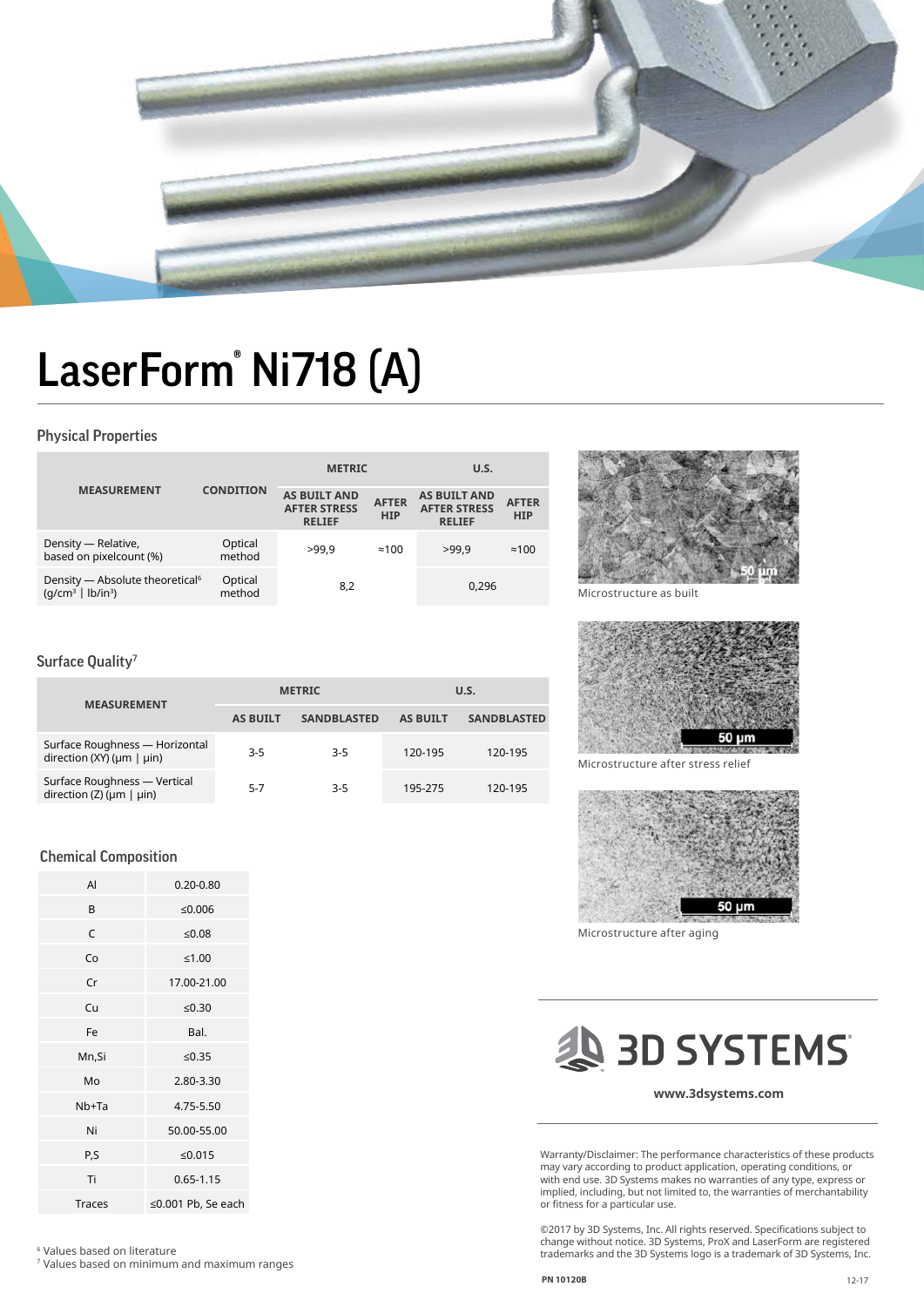# LaserForm® Ni718 (A)

## Physical Properties

| MEASUREMENT | CONDITION | METRIC | | U.S. | |
|---|---|---|---|---|---|
| | | AS BUILT AND AFTER STRESS RELIEF | AFTER HIP | AS BUILT AND AFTER STRESS RELIEF | AFTER HIP |
| Density — Relative, based on pixelcount (%) | Optical method | >99,9 | ≈100 | >99,9 | ≈100 |
| Density — Absolute theoretical[6] (g/cm³ \| lb/in³) | Optical method | 8,2 | | 0,296 | |

## Surface Quality[7]

| MEASUREMENT | METRIC | | U.S. | |
|---|---|---|---|---|
| | AS BUILT | SANDBLASTED | AS BUILT | SANDBLASTED |
| Surface Roughness — Horizontal direction (XY) (μm \| μin) | 3-5 | 3-5 | 120-195 | 120-195 |
| Surface Roughness — Vertical direction (Z) (μm \| μin) | 5-7 | 3-5 | 195-275 | 120-195 |

## Chemical Composition

| | |
|---|---|
| Al | 0.20-0.80 |
| B | ≤0.006 |
| C | ≤0.08 |
| Co | ≤1.00 |
| Cr | 17.00-21.00 |
| Cu | ≤0.30 |
| Fe | Bal. |
| Mn,Si | ≤0.35 |
| Mo | 2.80-3.30 |
| Nb+Ta | 4.75-5.50 |
| Ni | 50.00-55.00 |
| P,S | ≤0.015 |
| Ti | 0.65-1.15 |
| Traces | ≤0.001 Pb, Se each |

[6] Values based on literature
[7] Values based on minimum and maximum ranges

50 µm

Microstructure as built

50 µm

Microstructure after stress relief

50 µm

Microstructure after aging

3D SYSTEMS

**www.3dsystems.com**

Warranty/Disclaimer: The performance characteristics of these products may vary according to product application, operating conditions, or with end use. 3D Systems makes no warranties of any type, express or implied, including, but not limited to, the warranties of merchantability or fitness for a particular use.

©2017 by 3D Systems, Inc. All rights reserved. Specifications subject to change without notice. 3D Systems, ProX and LaserForm are registered trademarks and the 3D Systems logo is a trademark of 3D Systems, Inc.

**PN 10120B** 12-17